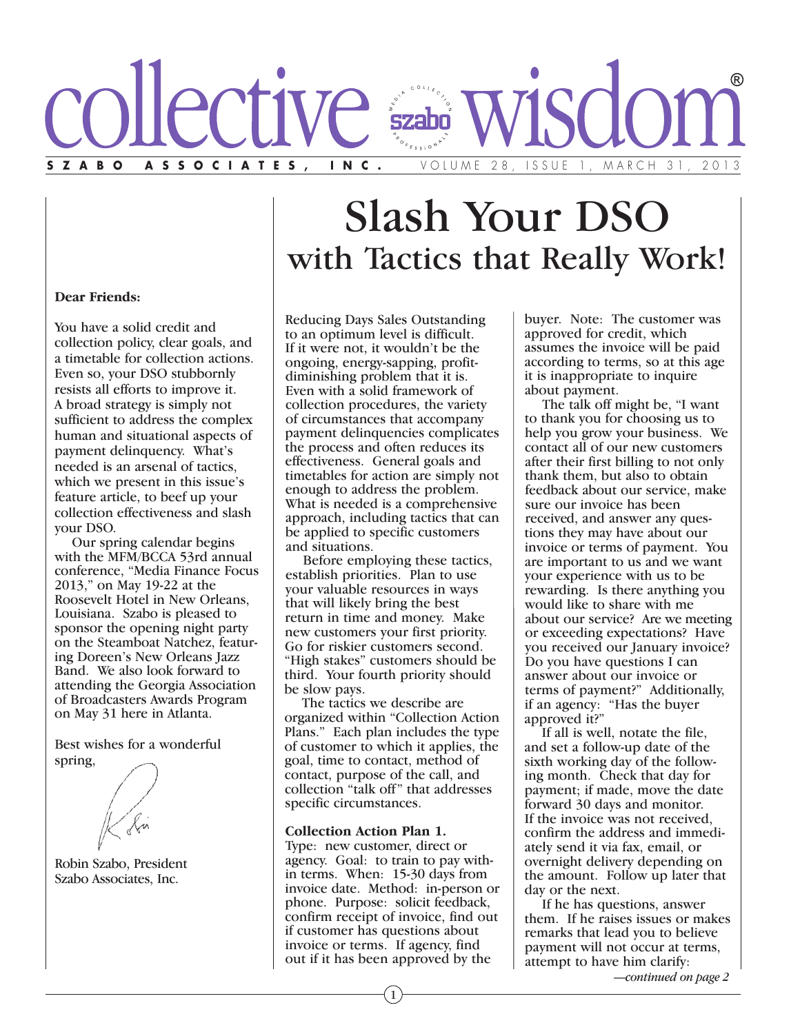# collective wisdom®

**SZABO ASSOCIATES, INC.** VOLUME 28, ISSUE 1, MARCH 31, 2013

**Dear Friends:**

You have a solid credit and collection policy, clear goals, and a timetable for collection actions. Even so, your DSO stubbornly resists all efforts to improve it. A broad strategy is simply not sufficient to address the complex human and situational aspects of payment delinquency. What's needed is an arsenal of tactics, which we present in this issue's feature article, to beef up your collection effectiveness and slash your DSO.

Our spring calendar begins with the MFM/BCCA 53rd annual conference, "Media Finance Focus 2013," on May 19-22 at the Roosevelt Hotel in New Orleans, Louisiana. Szabo is pleased to sponsor the opening night party on the Steamboat Natchez, featuring Doreen's New Orleans Jazz Band. We also look forward to attending the Georgia Association of Broadcasters Awards Program on May 31 here in Atlanta.

Best wishes for a wonderful spring,

Robin Szabo, President
Szabo Associates, Inc.

# Slash Your DSO
## with Tactics that Really Work!

Reducing Days Sales Outstanding to an optimum level is difficult. If it were not, it wouldn't be the ongoing, energy-sapping, profit-diminishing problem that it is. Even with a solid framework of collection procedures, the variety of circumstances that accompany payment delinquencies complicates the process and often reduces its effectiveness. General goals and timetables for action are simply not enough to address the problem. What is needed is a comprehensive approach, including tactics that can be applied to specific customers and situations.

Before employing these tactics, establish priorities. Plan to use your valuable resources in ways that will likely bring the best return in time and money. Make new customers your first priority. Go for riskier customers second. "High stakes" customers should be third. Your fourth priority should be slow pays.

The tactics we describe are organized within "Collection Action Plans." Each plan includes the type of customer to which it applies, the goal, time to contact, method of contact, purpose of the call, and collection "talk off" that addresses specific circumstances.

**Collection Action Plan 1.**
Type: new customer, direct or agency. Goal: to train to pay within terms. When: 15-30 days from invoice date. Method: in-person or phone. Purpose: solicit feedback, confirm receipt of invoice, find out if customer has questions about invoice or terms. If agency, find out if it has been approved by the buyer. Note: The customer was approved for credit, which assumes the invoice will be paid according to terms, so at this age it is inappropriate to inquire about payment.

The talk off might be, "I want to thank you for choosing us to help you grow your business. We contact all of our new customers after their first billing to not only thank them, but also to obtain feedback about our service, make sure our invoice has been received, and answer any questions they may have about our invoice or terms of payment. You are important to us and we want your experience with us to be rewarding. Is there anything you would like to share with me about our service? Are we meeting or exceeding expectations? Have you received our January invoice? Do you have questions I can answer about our invoice or terms of payment?" Additionally, if an agency: "Has the buyer approved it?"

If all is well, notate the file, and set a follow-up date of the sixth working day of the following month. Check that day for payment; if made, move the date forward 30 days and monitor. If the invoice was not received, confirm the address and immediately send it via fax, email, or overnight delivery depending on the amount. Follow up later that day or the next.

If he has questions, answer them. If he raises issues or makes remarks that lead you to believe payment will not occur at terms, attempt to have him clarify:

*—continued on page 2*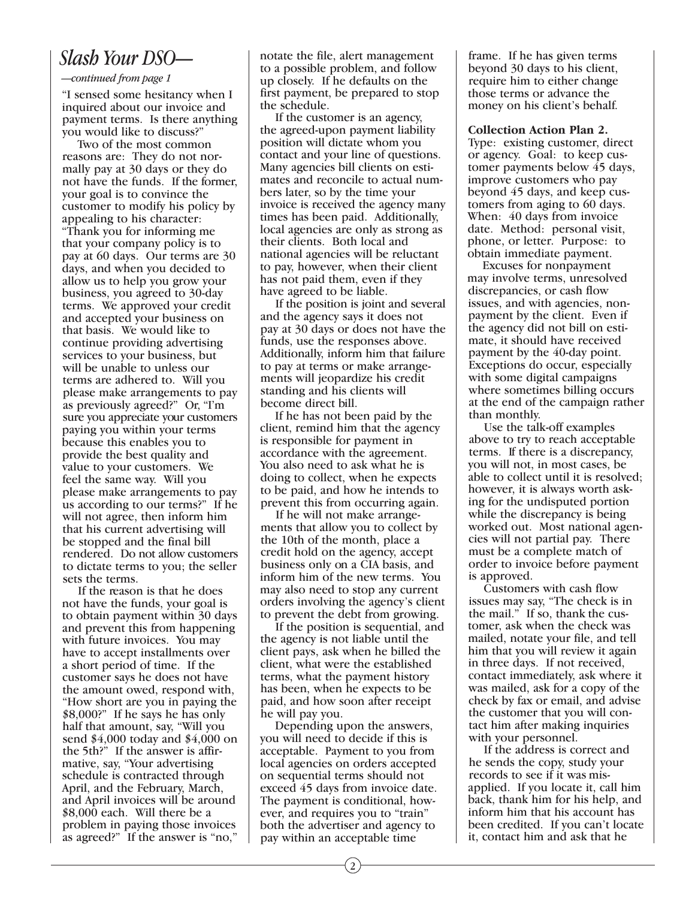# Slash Your DSO—

*—continued from page 1*

"I sensed some hesitancy when I inquired about our invoice and payment terms. Is there anything you would like to discuss?"

Two of the most common reasons are: They do not normally pay at 30 days or they do not have the funds. If the former, your goal is to convince the customer to modify his policy by appealing to his character: "Thank you for informing me that your company policy is to pay at 60 days. Our terms are 30 days, and when you decided to allow us to help you grow your business, you agreed to 30-day terms. We approved your credit and accepted your business on that basis. We would like to continue providing advertising services to your business, but will be unable to unless our terms are adhered to. Will you please make arrangements to pay as previously agreed?" Or, "I'm sure you appreciate your customers paying you within your terms because this enables you to provide the best quality and value to your customers. We feel the same way. Will you please make arrangements to pay us according to our terms?" If he will not agree, then inform him that his current advertising will be stopped and the final bill rendered. Do not allow customers to dictate terms to you; the seller sets the terms.

If the reason is that he does not have the funds, your goal is to obtain payment within 30 days and prevent this from happening with future invoices. You may have to accept installments over a short period of time. If the customer says he does not have the amount owed, respond with, "How short are you in paying the $8,000?" If he says he has only half that amount, say, "Will you send $4,000 today and $4,000 on the 5th?" If the answer is affirmative, say, "Your advertising schedule is contracted through April, and the February, March, and April invoices will be around $8,000 each. Will there be a problem in paying those invoices as agreed?" If the answer is "no," notate the file, alert management to a possible problem, and follow up closely. If he defaults on the first payment, be prepared to stop the schedule.

If the customer is an agency, the agreed-upon payment liability position will dictate whom you contact and your line of questions. Many agencies bill clients on estimates and reconcile to actual numbers later, so by the time your invoice is received the agency many times has been paid. Additionally, local agencies are only as strong as their clients. Both local and national agencies will be reluctant to pay, however, when their client has not paid them, even if they have agreed to be liable.

If the position is joint and several and the agency says it does not pay at 30 days or does not have the funds, use the responses above. Additionally, inform him that failure to pay at terms or make arrangements will jeopardize his credit standing and his clients will become direct bill.

If he has not been paid by the client, remind him that the agency is responsible for payment in accordance with the agreement. You also need to ask what he is doing to collect, when he expects to be paid, and how he intends to prevent this from occurring again.

If he will not make arrangements that allow you to collect by the 10th of the month, place a credit hold on the agency, accept business only on a CIA basis, and inform him of the new terms. You may also need to stop any current orders involving the agency's client to prevent the debt from growing.

If the position is sequential, and the agency is not liable until the client pays, ask when he billed the client, what were the established terms, what the payment history has been, when he expects to be paid, and how soon after receipt he will pay you.

Depending upon the answers, you will need to decide if this is acceptable. Payment to you from local agencies on orders accepted on sequential terms should not exceed 45 days from invoice date. The payment is conditional, however, and requires you to "train" both the advertiser and agency to pay within an acceptable time frame. If he has given terms beyond 30 days to his client, require him to either change those terms or advance the money on his client's behalf.

**Collection Action Plan 2.** Type: existing customer, direct or agency. Goal: to keep customer payments below 45 days, improve customers who pay beyond 45 days, and keep customers from aging to 60 days. When: 40 days from invoice date. Method: personal visit, phone, or letter. Purpose: to obtain immediate payment.

Excuses for nonpayment may involve terms, unresolved discrepancies, or cash flow issues, and with agencies, nonpayment by the client. Even if the agency did not bill on estimate, it should have received payment by the 40-day point. Exceptions do occur, especially with some digital campaigns where sometimes billing occurs at the end of the campaign rather than monthly.

Use the talk-off examples above to try to reach acceptable terms. If there is a discrepancy, you will not, in most cases, be able to collect until it is resolved; however, it is always worth asking for the undisputed portion while the discrepancy is being worked out. Most national agencies will not partial pay. There must be a complete match of order to invoice before payment is approved.

Customers with cash flow issues may say, "The check is in the mail." If so, thank the customer, ask when the check was mailed, notate your file, and tell him that you will review it again in three days. If not received, contact immediately, ask where it was mailed, ask for a copy of the check by fax or email, and advise the customer that you will contact him after making inquiries with your personnel.

If the address is correct and he sends the copy, study your records to see if it was misapplied. If you locate it, call him back, thank him for his help, and inform him that his account has been credited. If you can't locate it, contact him and ask that he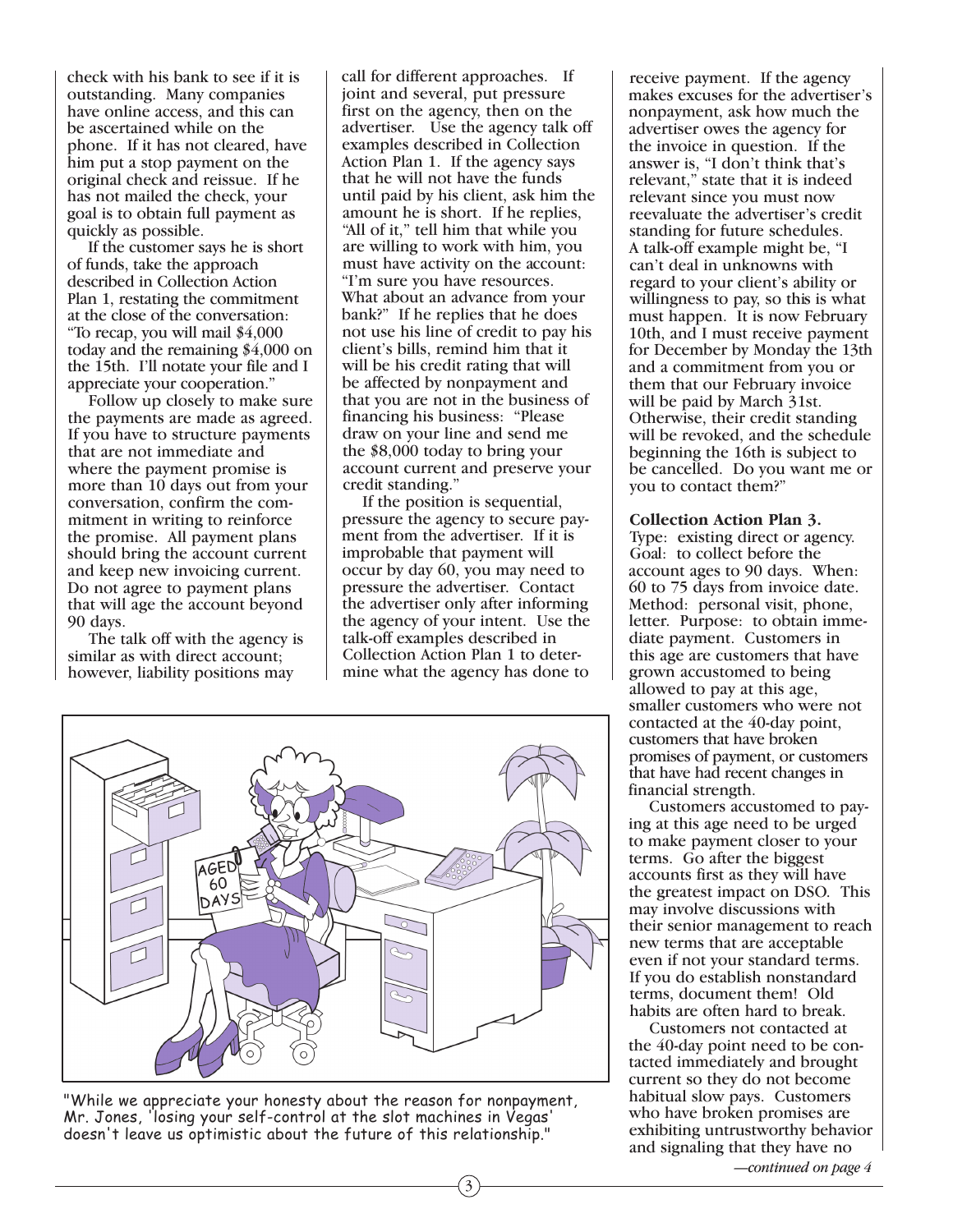check with his bank to see if it is outstanding. Many companies have online access, and this can be ascertained while on the phone. If it has not cleared, have him put a stop payment on the original check and reissue. If he has not mailed the check, your goal is to obtain full payment as quickly as possible.

If the customer says he is short of funds, take the approach described in Collection Action Plan 1, restating the commitment at the close of the conversation: "To recap, you will mail $4,000 today and the remaining $4,000 on the 15th. I'll notate your file and I appreciate your cooperation."

Follow up closely to make sure the payments are made as agreed. If you have to structure payments that are not immediate and where the payment promise is more than 10 days out from your conversation, confirm the commitment in writing to reinforce the promise. All payment plans should bring the account current and keep new invoicing current. Do not agree to payment plans that will age the account beyond 90 days.

The talk off with the agency is similar as with direct account; however, liability positions may call for different approaches. If joint and several, put pressure first on the agency, then on the advertiser. Use the agency talk off examples described in Collection Action Plan 1. If the agency says that he will not have the funds until paid by his client, ask him the amount he is short. If he replies, "All of it," tell him that while you are willing to work with him, you must have activity on the account: "I'm sure you have resources. What about an advance from your bank?" If he replies that he does not use his line of credit to pay his client's bills, remind him that it will be his credit rating that will be affected by nonpayment and that you are not in the business of financing his business: "Please draw on your line and send me the $8,000 today to bring your account current and preserve your credit standing."

If the position is sequential, pressure the agency to secure payment from the advertiser. If it is improbable that payment will occur by day 60, you may need to pressure the advertiser. Contact the advertiser only after informing the agency of your intent. Use the talk-off examples described in Collection Action Plan 1 to determine what the agency has done to receive payment. If the agency makes excuses for the advertiser's nonpayment, ask how much the advertiser owes the agency for the invoice in question. If the answer is, "I don't think that's relevant," state that it is indeed relevant since you must now reevaluate the advertiser's credit standing for future schedules. A talk-off example might be, "I can't deal in unknowns with regard to your client's ability or willingness to pay, so this is what must happen. It is now February 10th, and I must receive payment for December by Monday the 13th and a commitment from you or them that our February invoice will be paid by March 31st. Otherwise, their credit standing will be revoked, and the schedule beginning the 16th is subject to be cancelled. Do you want me or you to contact them?"

"While we appreciate your honesty about the reason for nonpayment, Mr. Jones, 'losing your self-control at the slot machines in Vegas' doesn't leave us optimistic about the future of this relationship."

**Collection Action Plan 3.**
Type: existing direct or agency. Goal: to collect before the account ages to 90 days. When: 60 to 75 days from invoice date. Method: personal visit, phone, letter. Purpose: to obtain immediate payment. Customers in this age are customers that have grown accustomed to being allowed to pay at this age, smaller customers who were not contacted at the 40-day point, customers that have broken promises of payment, or customers that have had recent changes in financial strength.

Customers accustomed to paying at this age need to be urged to make payment closer to your terms. Go after the biggest accounts first as they will have the greatest impact on DSO. This may involve discussions with their senior management to reach new terms that are acceptable even if not your standard terms. If you do establish nonstandard terms, document them! Old habits are often hard to break.

Customers not contacted at the 40-day point need to be contacted immediately and brought current so they do not become habitual slow pays. Customers who have broken promises are exhibiting untrustworthy behavior and signaling that they have no

*—continued on page 4*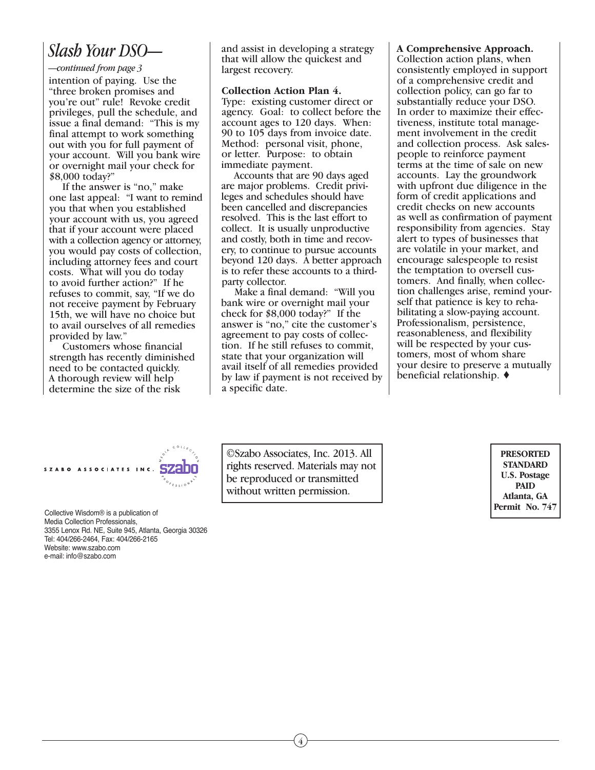## *Slash Your DSO—*

*—continued from page 3*

intention of paying. Use the "three broken promises and you're out" rule! Revoke credit privileges, pull the schedule, and issue a final demand: "This is my final attempt to work something out with you for full payment of your account. Will you bank wire or overnight mail your check for $8,000 today?"

If the answer is "no," make one last appeal: "I want to remind you that when you established your account with us, you agreed that if your account were placed with a collection agency or attorney, you would pay costs of collection, including attorney fees and court costs. What will you do today to avoid further action?" If he refuses to commit, say, "If we do not receive payment by February 15th, we will have no choice but to avail ourselves of all remedies provided by law."

Customers whose financial strength has recently diminished need to be contacted quickly. A thorough review will help determine the size of the risk and assist in developing a strategy that will allow the quickest and largest recovery.

**Collection Action Plan 4.**
Type: existing customer direct or agency. Goal: to collect before the account ages to 120 days. When: 90 to 105 days from invoice date. Method: personal visit, phone, or letter. Purpose: to obtain immediate payment.

Accounts that are 90 days aged are major problems. Credit privileges and schedules should have been cancelled and discrepancies resolved. This is the last effort to collect. It is usually unproductive and costly, both in time and recovery, to continue to pursue accounts beyond 120 days. A better approach is to refer these accounts to a third-party collector.

Make a final demand: "Will you bank wire or overnight mail your check for $8,000 today?" If the answer is "no," cite the customer's agreement to pay costs of collection. If he still refuses to commit, state that your organization will avail itself of all remedies provided by law if payment is not received by a specific date.

**A Comprehensive Approach.**
Collection action plans, when consistently employed in support of a comprehensive credit and collection policy, can go far to substantially reduce your DSO. In order to maximize their effectiveness, institute total management involvement in the credit and collection process. Ask salespeople to reinforce payment terms at the time of sale on new accounts. Lay the groundwork with upfront due diligence in the form of credit applications and credit checks on new accounts as well as confirmation of payment responsibility from agencies. Stay alert to types of businesses that are volatile in your market, and encourage salespeople to resist the temptation to oversell customers. And finally, when collection challenges arise, remind yourself that patience is key to rehabilitating a slow-paying account. Professionalism, persistence, reasonableness, and flexibility will be respected by your customers, most of whom share your desire to preserve a mutually beneficial relationship. ♦

SZABO ASSOCIATES INC. szabo MEDIA COLLECTION PROFESSIONALS

Collective Wisdom® is a publication of
Media Collection Professionals,
3355 Lenox Rd. NE, Suite 945, Atlanta, Georgia 30326
Tel: 404/266-2464, Fax: 404/266-2165
Website: www.szabo.com
e-mail: info@szabo.com

©Szabo Associates, Inc. 2013. All rights reserved. Materials may not be reproduced or transmitted without written permission.

**PRESORTED STANDARD**
**U.S. Postage**
**PAID**
**Atlanta, GA**
**Permit No. 747**